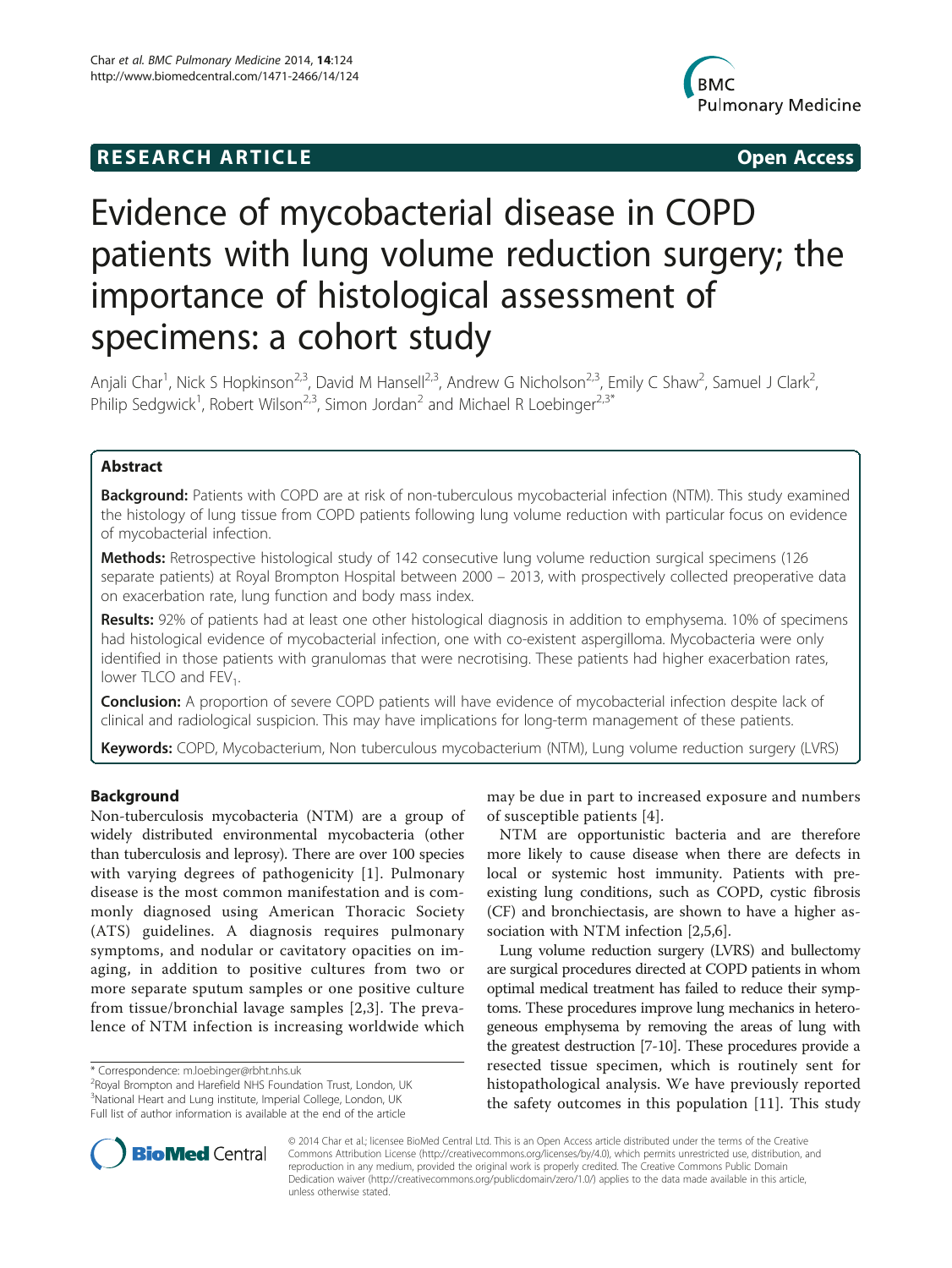**RESEARCH ARTICLE** **Open Access**

# Evidence of mycobacterial disease in COPD patients with lung volume reduction surgery; the importance of histological assessment of specimens: a cohort study

Anjali Char[1], Nick S Hopkinson[2,3], David M Hansell[2,3], Andrew G Nicholson[2,3], Emily C Shaw[2], Samuel J Clark[2], Philip Sedgwick[1], Robert Wilson[2,3], Simon Jordan[2] and Michael R Loebinger[2,3*]

## Abstract

**Background:** Patients with COPD are at risk of non-tuberculous mycobacterial infection (NTM). This study examined the histology of lung tissue from COPD patients following lung volume reduction with particular focus on evidence of mycobacterial infection.

**Methods:** Retrospective histological study of 142 consecutive lung volume reduction surgical specimens (126 separate patients) at Royal Brompton Hospital between 2000 – 2013, with prospectively collected preoperative data on exacerbation rate, lung function and body mass index.

**Results:** 92% of patients had at least one other histological diagnosis in addition to emphysema. 10% of specimens had histological evidence of mycobacterial infection, one with co-existent aspergilloma. Mycobacteria were only identified in those patients with granulomas that were necrotising. These patients had higher exacerbation rates, lower TLCO and $FEV_1$.

**Conclusion:** A proportion of severe COPD patients will have evidence of mycobacterial infection despite lack of clinical and radiological suspicion. This may have implications for long-term management of these patients.

**Keywords:** COPD, Mycobacterium, Non tuberculous mycobacterium (NTM), Lung volume reduction surgery (LVRS)

## Background

Non-tuberculosis mycobacteria (NTM) are a group of widely distributed environmental mycobacteria (other than tuberculosis and leprosy). There are over 100 species with varying degrees of pathogenicity [1]. Pulmonary disease is the most common manifestation and is commonly diagnosed using American Thoracic Society (ATS) guidelines. A diagnosis requires pulmonary symptoms, and nodular or cavitatory opacities on imaging, in addition to positive cultures from two or more separate sputum samples or one positive culture from tissue/bronchial lavage samples [2,3]. The prevalence of NTM infection is increasing worldwide which may be due in part to increased exposure and numbers of susceptible patients [4].

NTM are opportunistic bacteria and are therefore more likely to cause disease when there are defects in local or systemic host immunity. Patients with pre-existing lung conditions, such as COPD, cystic fibrosis (CF) and bronchiectasis, are shown to have a higher association with NTM infection [2,5,6].

Lung volume reduction surgery (LVRS) and bullectomy are surgical procedures directed at COPD patients in whom optimal medical treatment has failed to reduce their symptoms. These procedures improve lung mechanics in heterogeneous emphysema by removing the areas of lung with the greatest destruction [7-10]. These procedures provide a resected tissue specimen, which is routinely sent for histopathological analysis. We have previously reported the safety outcomes in this population [11]. This study

\* Correspondence: m.loebinger@rbht.nhs.uk
[2]Royal Brompton and Harefield NHS Foundation Trust, London, UK
[3]National Heart and Lung institute, Imperial College, London, UK
Full list of author information is available at the end of the article

© 2014 Char et al.; licensee BioMed Central Ltd. This is an Open Access article distributed under the terms of the Creative Commons Attribution License (http://creativecommons.org/licenses/by/4.0), which permits unrestricted use, distribution, and reproduction in any medium, provided the original work is properly credited. The Creative Commons Public Domain Dedication waiver (http://creativecommons.org/publicdomain/zero/1.0/) applies to the data made available in this article, unless otherwise stated.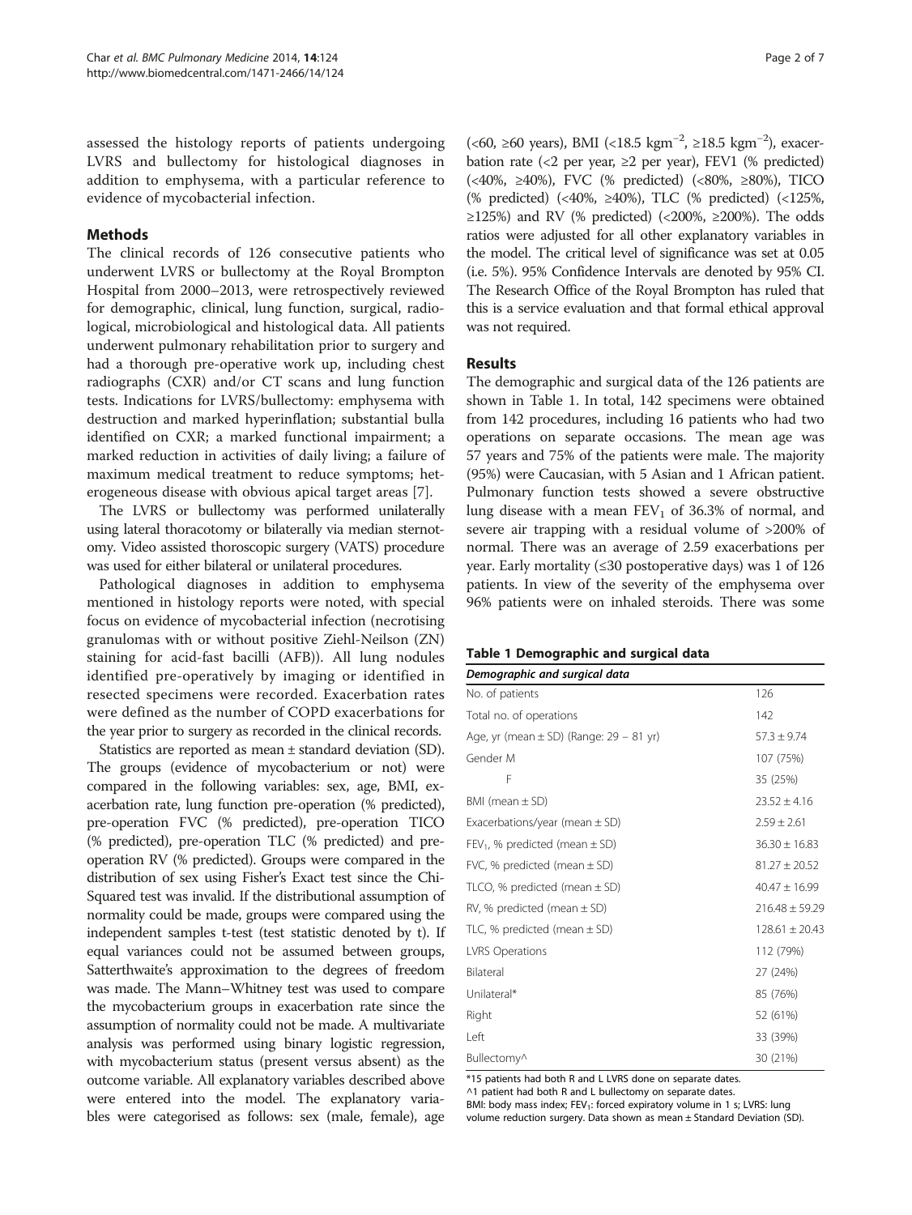assessed the histology reports of patients undergoing LVRS and bullectomy for histological diagnoses in addition to emphysema, with a particular reference to evidence of mycobacterial infection.

## Methods

The clinical records of 126 consecutive patients who underwent LVRS or bullectomy at the Royal Brompton Hospital from 2000–2013, were retrospectively reviewed for demographic, clinical, lung function, surgical, radiological, microbiological and histological data. All patients underwent pulmonary rehabilitation prior to surgery and had a thorough pre-operative work up, including chest radiographs (CXR) and/or CT scans and lung function tests. Indications for LVRS/bullectomy: emphysema with destruction and marked hyperinflation; substantial bulla identified on CXR; a marked functional impairment; a marked reduction in activities of daily living; a failure of maximum medical treatment to reduce symptoms; heterogeneous disease with obvious apical target areas [7].

The LVRS or bullectomy was performed unilaterally using lateral thoracotomy or bilaterally via median sternotomy. Video assisted thoroscopic surgery (VATS) procedure was used for either bilateral or unilateral procedures.

Pathological diagnoses in addition to emphysema mentioned in histology reports were noted, with special focus on evidence of mycobacterial infection (necrotising granulomas with or without positive Ziehl-Neilson (ZN) staining for acid-fast bacilli (AFB)). All lung nodules identified pre-operatively by imaging or identified in resected specimens were recorded. Exacerbation rates were defined as the number of COPD exacerbations for the year prior to surgery as recorded in the clinical records.

Statistics are reported as mean ± standard deviation (SD). The groups (evidence of mycobacterium or not) were compared in the following variables: sex, age, BMI, exacerbation rate, lung function pre-operation (% predicted), pre-operation FVC (% predicted), pre-operation TICO (% predicted), pre-operation TLC (% predicted) and pre-operation RV (% predicted). Groups were compared in the distribution of sex using Fisher's Exact test since the Chi-Squared test was invalid. If the distributional assumption of normality could be made, groups were compared using the independent samples t-test (test statistic denoted by t). If equal variances could not be assumed between groups, Satterthwaite's approximation to the degrees of freedom was made. The Mann–Whitney test was used to compare the mycobacterium groups in exacerbation rate since the assumption of normality could not be made. A multivariate analysis was performed using binary logistic regression, with mycobacterium status (present versus absent) as the outcome variable. All explanatory variables described above were entered into the model. The explanatory variables were categorised as follows: sex (male, female), age (<60, ≥60 years), BMI (<18.5 $kgm^{-2}$, ≥18.5 $kgm^{-2}$), exacerbation rate (<2 per year, ≥2 per year), FEV1 (% predicted) (<40%, ≥40%), FVC (% predicted) (<80%, ≥80%), TICO (% predicted) (<40%, ≥40%), TLC (% predicted) (<125%, ≥125%) and RV (% predicted) (<200%, ≥200%). The odds ratios were adjusted for all other explanatory variables in the model. The critical level of significance was set at 0.05 (i.e. 5%). 95% Confidence Intervals are denoted by 95% CI. The Research Office of the Royal Brompton has ruled that this is a service evaluation and that formal ethical approval was not required.

## Results

The demographic and surgical data of the 126 patients are shown in Table 1. In total, 142 specimens were obtained from 142 procedures, including 16 patients who had two operations on separate occasions. The mean age was 57 years and 75% of the patients were male. The majority (95%) were Caucasian, with 5 Asian and 1 African patient. Pulmonary function tests showed a severe obstructive lung disease with a mean $FEV_1$ of 36.3% of normal, and severe air trapping with a residual volume of >200% of normal. There was an average of 2.59 exacerbations per year. Early mortality (≤30 postoperative days) was 1 of 126 patients. In view of the severity of the emphysema over 96% patients were on inhaled steroids. There was some

**Table 1 Demographic and surgical data**

| Demographic and surgical data | |
|---|---|
| No. of patients | 126 |
| Total no. of operations | 142 |
| Age, yr (mean ± SD) (Range: 29 – 81 yr) | 57.3 ± 9.74 |
| Gender M | 107 (75%) |
| F | 35 (25%) |
| BMI (mean ± SD) | 23.52 ± 4.16 |
| Exacerbations/year (mean ± SD) | 2.59 ± 2.61 |
| $FEV_1$, % predicted (mean ± SD) | 36.30 ± 16.83 |
| FVC, % predicted (mean ± SD) | 81.27 ± 20.52 |
| TLCO, % predicted (mean ± SD) | 40.47 ± 16.99 |
| RV, % predicted (mean ± SD) | 216.48 ± 59.29 |
| TLC, % predicted (mean ± SD) | 128.61 ± 20.43 |
| LVRS Operations | 112 (79%) |
| Bilateral | 27 (24%) |
| Unilateral* | 85 (76%) |
| Right | 52 (61%) |
| Left | 33 (39%) |
| Bullectomy^ | 30 (21%) |

*15 patients had both R and L LVRS done on separate dates.
^1 patient had both R and L bullectomy on separate dates.
BMI: body mass index; $FEV_1$: forced expiratory volume in 1 s; LVRS: lung volume reduction surgery. Data shown as mean ± Standard Deviation (SD).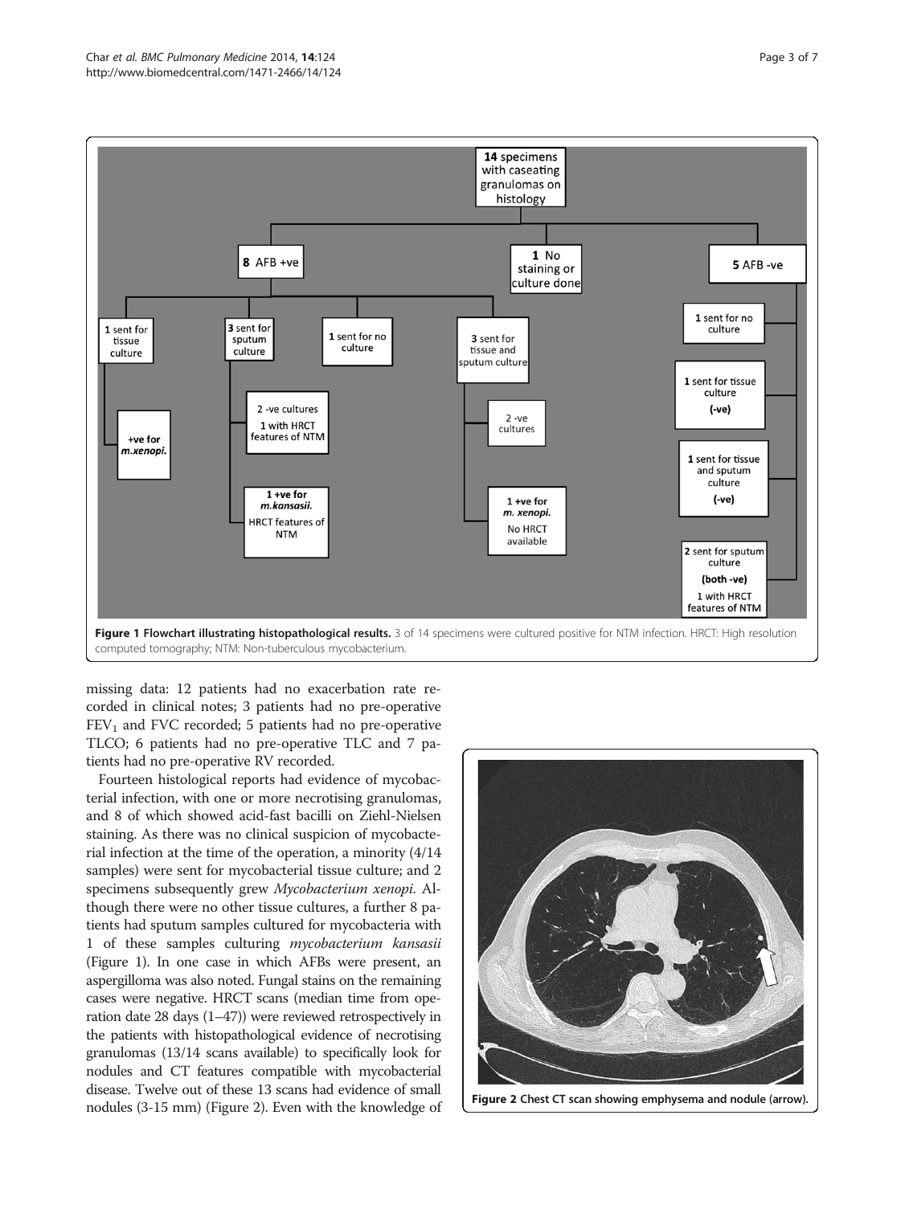14 specimens with caseating granulomas on histology

8 AFB +ve

1 No staining or culture done

5 AFB -ve

1 sent for tissue culture

+ve for *m.xenopi.*

3 sent for sputum culture

2 -ve cultures
1 with HRCT features of NTM

1 +ve for *m.kansasii.*
HRCT features of NTM

1 sent for no culture

3 sent for tissue and sputum culture

2 -ve cultures

1 +ve for *m. xenopi.*
No HRCT available

1 sent for no culture

1 sent for tissue culture
(-ve)

1 sent for tissue and sputum culture
(-ve)

2 sent for sputum culture
(both -ve)
1 with HRCT features of NTM

**Figure 1 Flowchart illustrating histopathological results.** 3 of 14 specimens were cultured positive for NTM infection. HRCT: High resolution computed tomography; NTM: Non-tuberculous mycobacterium.

missing data: 12 patients had no exacerbation rate recorded in clinical notes; 3 patients had no pre-operative $FEV_1$ and FVC recorded; 5 patients had no pre-operative TLCO; 6 patients had no pre-operative TLC and 7 patients had no pre-operative RV recorded.

Fourteen histological reports had evidence of mycobacterial infection, with one or more necrotising granulomas, and 8 of which showed acid-fast bacilli on Ziehl-Nielsen staining. As there was no clinical suspicion of mycobacterial infection at the time of the operation, a minority (4/14 samples) were sent for mycobacterial tissue culture; and 2 specimens subsequently grew *Mycobacterium xenopi*. Although there were no other tissue cultures, a further 8 patients had sputum samples cultured for mycobacteria with 1 of these samples culturing *mycobacterium kansasii* (Figure 1). In one case in which AFBs were present, an aspergilloma was also noted. Fungal stains on the remaining cases were negative. HRCT scans (median time from operation date 28 days (1–47)) were reviewed retrospectively in the patients with histopathological evidence of necrotising granulomas (13/14 scans available) to specifically look for nodules and CT features compatible with mycobacterial disease. Twelve out of these 13 scans had evidence of small nodules (3-15 mm) (Figure 2). Even with the knowledge of

**Figure 2 Chest CT scan showing emphysema and nodule (arrow).**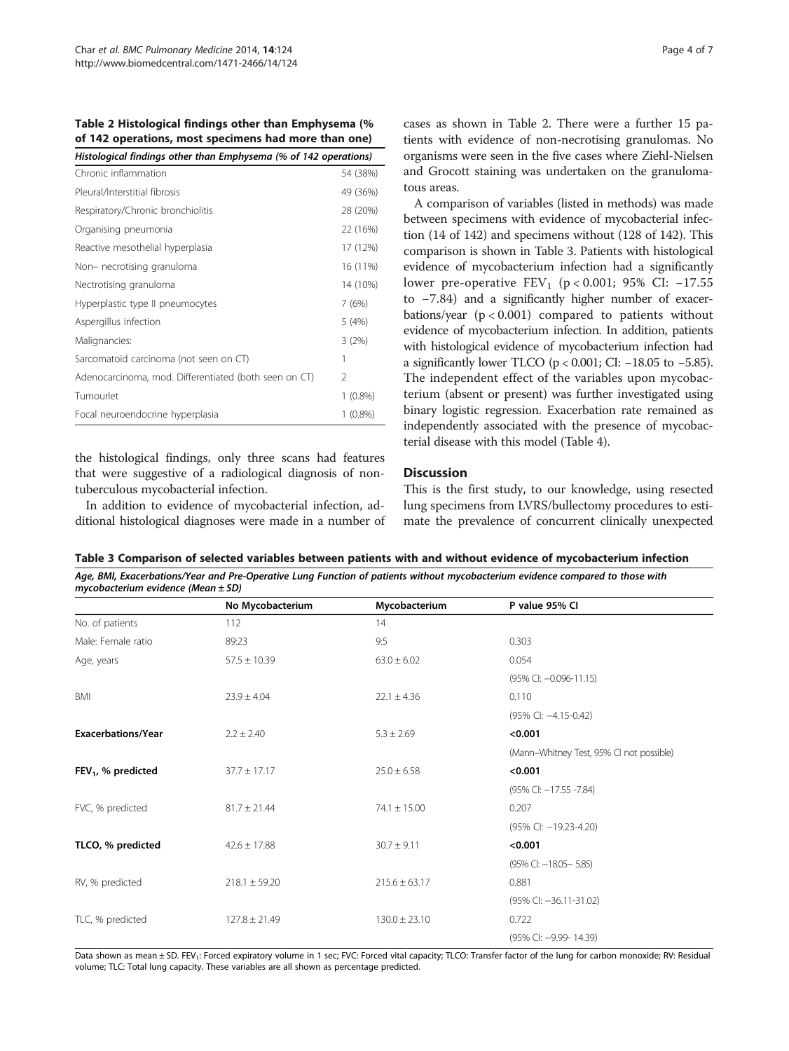**Table 2 Histological findings other than Emphysema (% of 142 operations, most specimens had more than one)**

| *Histological findings other than Emphysema (% of 142 operations)* | |
|---|---|
| Chronic inflammation | 54 (38%) |
| Pleural/Interstitial fibrosis | 49 (36%) |
| Respiratory/Chronic bronchiolitis | 28 (20%) |
| Organising pneumonia | 22 (16%) |
| Reactive mesothelial hyperplasia | 17 (12%) |
| Non– necrotising granuloma | 16 (11%) |
| Nectrotising granuloma | 14 (10%) |
| Hyperplastic type II pneumocytes | 7 (6%) |
| Aspergillus infection | 5 (4%) |
| Malignancies: | 3 (2%) |
| Sarcomatoid carcinoma (not seen on CT) | 1 |
| Adenocarcinoma, mod. Differentiated (both seen on CT) | 2 |
| Tumourlet | 1 (0.8%) |
| Focal neuroendocrine hyperplasia | 1 (0.8%) |

the histological findings, only three scans had features that were suggestive of a radiological diagnosis of non-tuberculous mycobacterial infection.

In addition to evidence of mycobacterial infection, additional histological diagnoses were made in a number of cases as shown in Table 2. There were a further 15 patients with evidence of non-necrotising granulomas. No organisms were seen in the five cases where Ziehl-Nielsen and Grocott staining was undertaken on the granulomatous areas.

A comparison of variables (listed in methods) was made between specimens with evidence of mycobacterial infection (14 of 142) and specimens without (128 of 142). This comparison is shown in Table 3. Patients with histological evidence of mycobacterium infection had a significantly lower pre-operative $FEV_1$ ($p < 0.001$; 95% CI: −17.55 to −7.84) and a significantly higher number of exacerbations/year ($p < 0.001$) compared to patients without evidence of mycobacterium infection. In addition, patients with histological evidence of mycobacterium infection had a significantly lower TLCO ($p < 0.001$; CI: −18.05 to −5.85). The independent effect of the variables upon mycobacterium (absent or present) was further investigated using binary logistic regression. Exacerbation rate remained as independently associated with the presence of mycobacterial disease with this model (Table 4).

## Discussion

This is the first study, to our knowledge, using resected lung specimens from LVRS/bullectomy procedures to estimate the prevalence of concurrent clinically unexpected

**Table 3 Comparison of selected variables between patients with and without evidence of mycobacterium infection**

*Age, BMI, Exacerbations/Year and Pre-Operative Lung Function of patients without mycobacterium evidence compared to those with mycobacterium evidence (Mean ± SD)*

| | No Mycobacterium | Mycobacterium | P value 95% CI |
|---|---|---|---|
| No. of patients | 112 | 14 | |
| Male: Female ratio | 89:23 | 9:5 | 0.303 |
| Age, years | 57.5 ± 10.39 | 63.0 ± 6.02 | 0.054 |
| | | | (95% CI: −0.096-11.15) |
| BMI | 23.9 ± 4.04 | 22.1 ± 4.36 | 0.110 |
| | | | (95% CI: −4.15-0.42) |
| **Exacerbations/Year** | 2.2 ± 2.40 | 5.3 ± 2.69 | **<0.001** |
| | | | (Mann–Whitney Test, 95% CI not possible) |
| **$FEV_1$, % predicted** | 37.7 ± 17.17 | 25.0 ± 6.58 | **<0.001** |
| | | | (95% CI: −17.55 -7.84) |
| FVC, % predicted | 81.7 ± 21.44 | 74.1 ± 15.00 | 0.207 |
| | | | (95% CI: −19.23-4.20) |
| **TLCO, % predicted** | 42.6 ± 17.88 | 30.7 ± 9.11 | **<0.001** |
| | | | (95% CI: −18.05– 5.85) |
| RV, % predicted | 218.1 ± 59.20 | 215.6 ± 63.17 | 0.881 |
| | | | (95% CI: −36.11-31.02) |
| TLC, % predicted | 127.8 ± 21.49 | 130.0 ± 23.10 | 0.722 |
| | | | (95% CI: −9.99- 14.39) |

Data shown as mean ± SD. $FEV_1$: Forced expiratory volume in 1 sec; FVC: Forced vital capacity; TLCO: Transfer factor of the lung for carbon monoxide; RV: Residual volume; TLC: Total lung capacity. These variables are all shown as percentage predicted.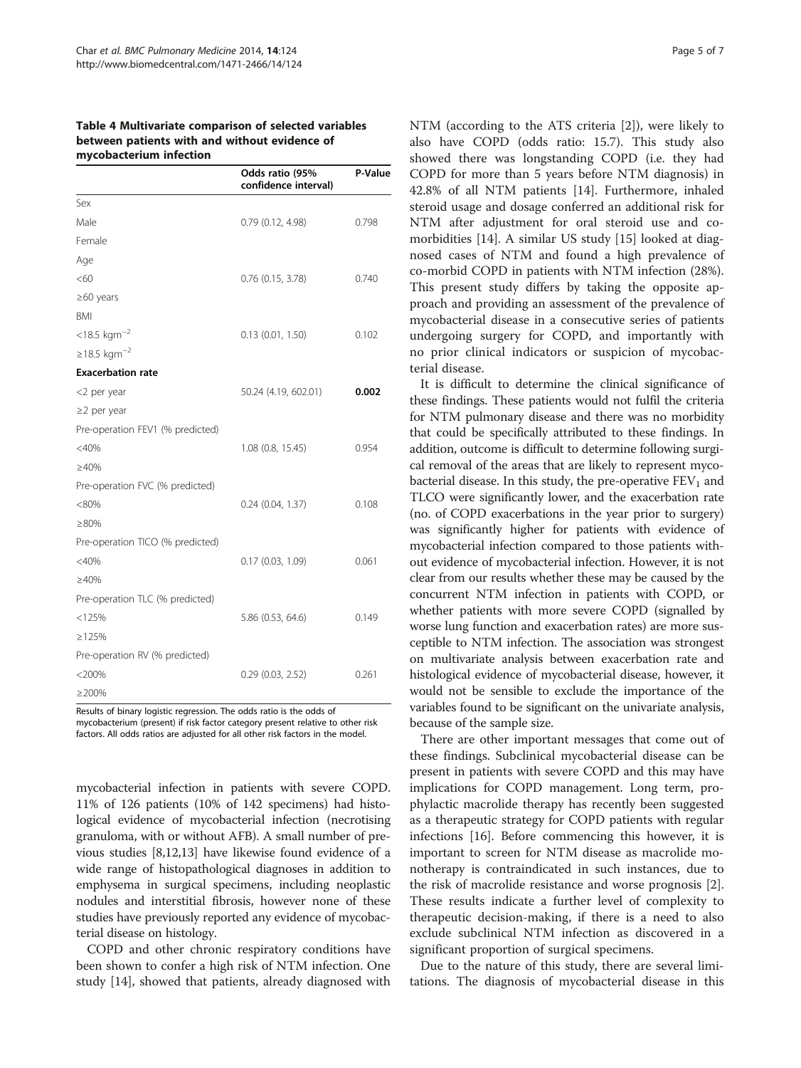**Table 4 Multivariate comparison of selected variables between patients with and without evidence of mycobacterium infection**

| | Odds ratio (95% confidence interval) | P-Value |
|---|---|---|
| Sex | | |
| Male | 0.79 (0.12, 4.98) | 0.798 |
| Female | | |
| Age | | |
| <60 | 0.76 (0.15, 3.78) | 0.740 |
| ≥60 years | | |
| BMI | | |
| <18.5 $kgm^{-2}$ | 0.13 (0.01, 1.50) | 0.102 |
| ≥18.5 $kgm^{-2}$ | | |
| **Exacerbation rate** | | |
| <2 per year | 50.24 (4.19, 602.01) | **0.002** |
| ≥2 per year | | |
| Pre-operation FEV1 (% predicted) | | |
| <40% | 1.08 (0.8, 15.45) | 0.954 |
| ≥40% | | |
| Pre-operation FVC (% predicted) | | |
| <80% | 0.24 (0.04, 1.37) | 0.108 |
| ≥80% | | |
| Pre-operation TlCO (% predicted) | | |
| <40% | 0.17 (0.03, 1.09) | 0.061 |
| ≥40% | | |
| Pre-operation TLC (% predicted) | | |
| <125% | 5.86 (0.53, 64.6) | 0.149 |
| ≥125% | | |
| Pre-operation RV (% predicted) | | |
| <200% | 0.29 (0.03, 2.52) | 0.261 |
| ≥200% | | |

Results of binary logistic regression. The odds ratio is the odds of mycobacterium (present) if risk factor category present relative to other risk factors. All odds ratios are adjusted for all other risk factors in the model.

mycobacterial infection in patients with severe COPD. 11% of 126 patients (10% of 142 specimens) had histological evidence of mycobacterial infection (necrotising granuloma, with or without AFB). A small number of previous studies [8,12,13] have likewise found evidence of a wide range of histopathological diagnoses in addition to emphysema in surgical specimens, including neoplastic nodules and interstitial fibrosis, however none of these studies have previously reported any evidence of mycobacterial disease on histology.

COPD and other chronic respiratory conditions have been shown to confer a high risk of NTM infection. One study [14], showed that patients, already diagnosed with NTM (according to the ATS criteria [2]), were likely to also have COPD (odds ratio: 15.7). This study also showed there was longstanding COPD (i.e. they had COPD for more than 5 years before NTM diagnosis) in 42.8% of all NTM patients [14]. Furthermore, inhaled steroid usage and dosage conferred an additional risk for NTM after adjustment for oral steroid use and co-morbidities [14]. A similar US study [15] looked at diagnosed cases of NTM and found a high prevalence of co-morbid COPD in patients with NTM infection (28%). This present study differs by taking the opposite approach and providing an assessment of the prevalence of mycobacterial disease in a consecutive series of patients undergoing surgery for COPD, and importantly with no prior clinical indicators or suspicion of mycobacterial disease.

It is difficult to determine the clinical significance of these findings. These patients would not fulfil the criteria for NTM pulmonary disease and there was no morbidity that could be specifically attributed to these findings. In addition, outcome is difficult to determine following surgical removal of the areas that are likely to represent mycobacterial disease. In this study, the pre-operative $FEV_1$ and TLCO were significantly lower, and the exacerbation rate (no. of COPD exacerbations in the year prior to surgery) was significantly higher for patients with evidence of mycobacterial infection compared to those patients without evidence of mycobacterial infection. However, it is not clear from our results whether these may be caused by the concurrent NTM infection in patients with COPD, or whether patients with more severe COPD (signalled by worse lung function and exacerbation rates) are more susceptible to NTM infection. The association was strongest on multivariate analysis between exacerbation rate and histological evidence of mycobacterial disease, however, it would not be sensible to exclude the importance of the variables found to be significant on the univariate analysis, because of the sample size.

There are other important messages that come out of these findings. Subclinical mycobacterial disease can be present in patients with severe COPD and this may have implications for COPD management. Long term, prophylactic macrolide therapy has recently been suggested as a therapeutic strategy for COPD patients with regular infections [16]. Before commencing this however, it is important to screen for NTM disease as macrolide monotherapy is contraindicated in such instances, due to the risk of macrolide resistance and worse prognosis [2]. These results indicate a further level of complexity to therapeutic decision-making, if there is a need to also exclude subclinical NTM infection as discovered in a significant proportion of surgical specimens.

Due to the nature of this study, there are several limitations. The diagnosis of mycobacterial disease in this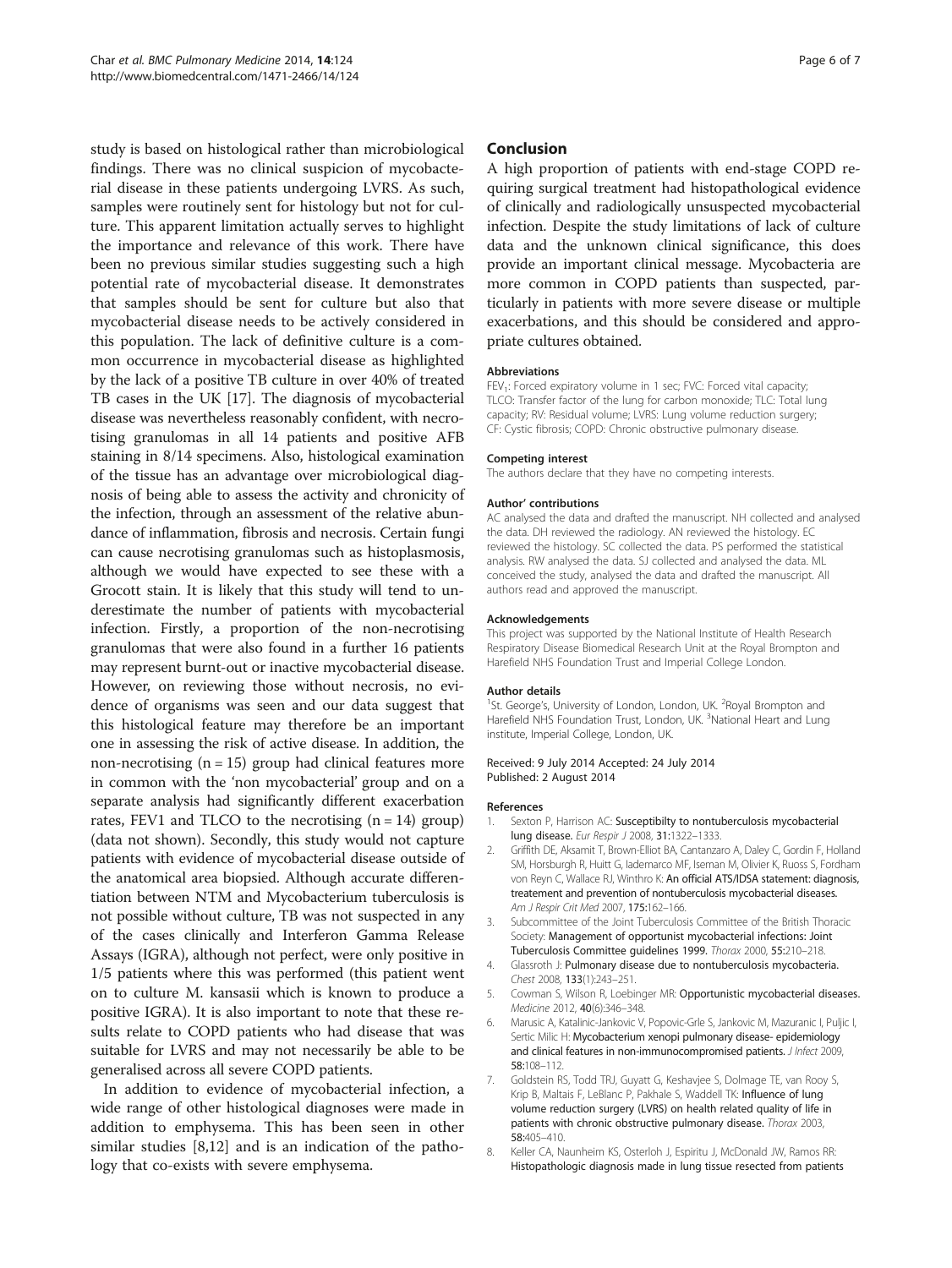study is based on histological rather than microbiological findings. There was no clinical suspicion of mycobacterial disease in these patients undergoing LVRS. As such, samples were routinely sent for histology but not for culture. This apparent limitation actually serves to highlight the importance and relevance of this work. There have been no previous similar studies suggesting such a high potential rate of mycobacterial disease. It demonstrates that samples should be sent for culture but also that mycobacterial disease needs to be actively considered in this population. The lack of definitive culture is a common occurrence in mycobacterial disease as highlighted by the lack of a positive TB culture in over 40% of treated TB cases in the UK [17]. The diagnosis of mycobacterial disease was nevertheless reasonably confident, with necrotising granulomas in all 14 patients and positive AFB staining in 8/14 specimens. Also, histological examination of the tissue has an advantage over microbiological diagnosis of being able to assess the activity and chronicity of the infection, through an assessment of the relative abundance of inflammation, fibrosis and necrosis. Certain fungi can cause necrotising granulomas such as histoplasmosis, although we would have expected to see these with a Grocott stain. It is likely that this study will tend to underestimate the number of patients with mycobacterial infection. Firstly, a proportion of the non-necrotising granulomas that were also found in a further 16 patients may represent burnt-out or inactive mycobacterial disease. However, on reviewing those without necrosis, no evidence of organisms was seen and our data suggest that this histological feature may therefore be an important one in assessing the risk of active disease. In addition, the non-necrotising (n = 15) group had clinical features more in common with the 'non mycobacterial' group and on a separate analysis had significantly different exacerbation rates, FEV1 and TLCO to the necrotising (n = 14) group) (data not shown). Secondly, this study would not capture patients with evidence of mycobacterial disease outside of the anatomical area biopsied. Although accurate differentiation between NTM and Mycobacterium tuberculosis is not possible without culture, TB was not suspected in any of the cases clinically and Interferon Gamma Release Assays (IGRA), although not perfect, were only positive in 1/5 patients where this was performed (this patient went on to culture M. kansasii which is known to produce a positive IGRA). It is also important to note that these results relate to COPD patients who had disease that was suitable for LVRS and may not necessarily be able to be generalised across all severe COPD patients.

In addition to evidence of mycobacterial infection, a wide range of other histological diagnoses were made in addition to emphysema. This has been seen in other similar studies [8,12] and is an indication of the pathology that co-exists with severe emphysema.

## Conclusion

A high proportion of patients with end-stage COPD requiring surgical treatment had histopathological evidence of clinically and radiologically unsuspected mycobacterial infection. Despite the study limitations of lack of culture data and the unknown clinical significance, this does provide an important clinical message. Mycobacteria are more common in COPD patients than suspected, particularly in patients with more severe disease or multiple exacerbations, and this should be considered and appropriate cultures obtained.

#### Abbreviations

$FEV_1$: Forced expiratory volume in 1 sec; FVC: Forced vital capacity; TLCO: Transfer factor of the lung for carbon monoxide; TLC: Total lung capacity; RV: Residual volume; LVRS: Lung volume reduction surgery; CF: Cystic fibrosis; COPD: Chronic obstructive pulmonary disease.

#### Competing interest

The authors declare that they have no competing interests.

#### Author' contributions

AC analysed the data and drafted the manuscript. NH collected and analysed the data. DH reviewed the radiology. AN reviewed the histology. EC reviewed the histology. SC collected the data. PS performed the statistical analysis. RW analysed the data. SJ collected and analysed the data. ML conceived the study, analysed the data and drafted the manuscript. All authors read and approved the manuscript.

#### Acknowledgements

This project was supported by the National Institute of Health Research Respiratory Disease Biomedical Research Unit at the Royal Brompton and Harefield NHS Foundation Trust and Imperial College London.

#### Author details

[1]St. George's, University of London, London, UK. [2]Royal Brompton and Harefield NHS Foundation Trust, London, UK. [3]National Heart and Lung institute, Imperial College, London, UK.

Received: 9 July 2014 Accepted: 24 July 2014
Published: 2 August 2014

#### References

1. Sexton P, Harrison AC: **Susceptibilty to nontuberculosis mycobacterial lung disease.** *Eur Respir J* 2008, **31**:1322–1333.
2. Griffith DE, Aksamit T, Brown-Elliot BA, Cantanzaro A, Daley C, Gordin F, Holland SM, Horsburgh R, Huitt G, Iademarco MF, Iseman M, Olivier K, Ruoss S, Fordham von Reyn C, Wallace RJ, Winthro K: **An official ATS/IDSA statement: diagnosis, treatement and prevention of nontuberculosis mycobacterial diseases.** *Am J Respir Crit Med* 2007, **175**:162–166.
3. Subcommittee of the Joint Tuberculosis Committee of the British Thoracic Society: **Management of opportunist mycobacterial infections: Joint Tuberculosis Committee guidelines 1999.** *Thorax* 2000, **55**:210–218.
4. Glassroth J: **Pulmonary disease due to nontuberculosis mycobacteria.** *Chest* 2008, **133**(1):243–251.
5. Cowman S, Wilson R, Loebinger MR: **Opportunistic mycobacterial diseases.** *Medicine* 2012, **40**(6):346–348.
6. Marusic A, Katalinic-Jankovic V, Popovic-Grle S, Jankovic M, Mazuranic I, Puljic I, Sertic Milic H: **Mycobacterium xenopi pulmonary disease- epidemiology and clinical features in non-immunocompromised patients.** *J Infect* 2009, **58**:108–112.
7. Goldstein RS, Todd TRJ, Guyatt G, Keshavjee S, Dolmage TE, van Rooy S, Krip B, Maltais F, LeBlanc P, Pakhale S, Waddell TK: **Influence of lung volume reduction surgery (LVRS) on health related quality of life in patients with chronic obstructive pulmonary disease.** *Thorax* 2003, **58**:405–410.
8. Keller CA, Naunheim KS, Osterloh J, Espiritu J, McDonald JW, Ramos RR: **Histopathologic diagnosis made in lung tissue resected from patients**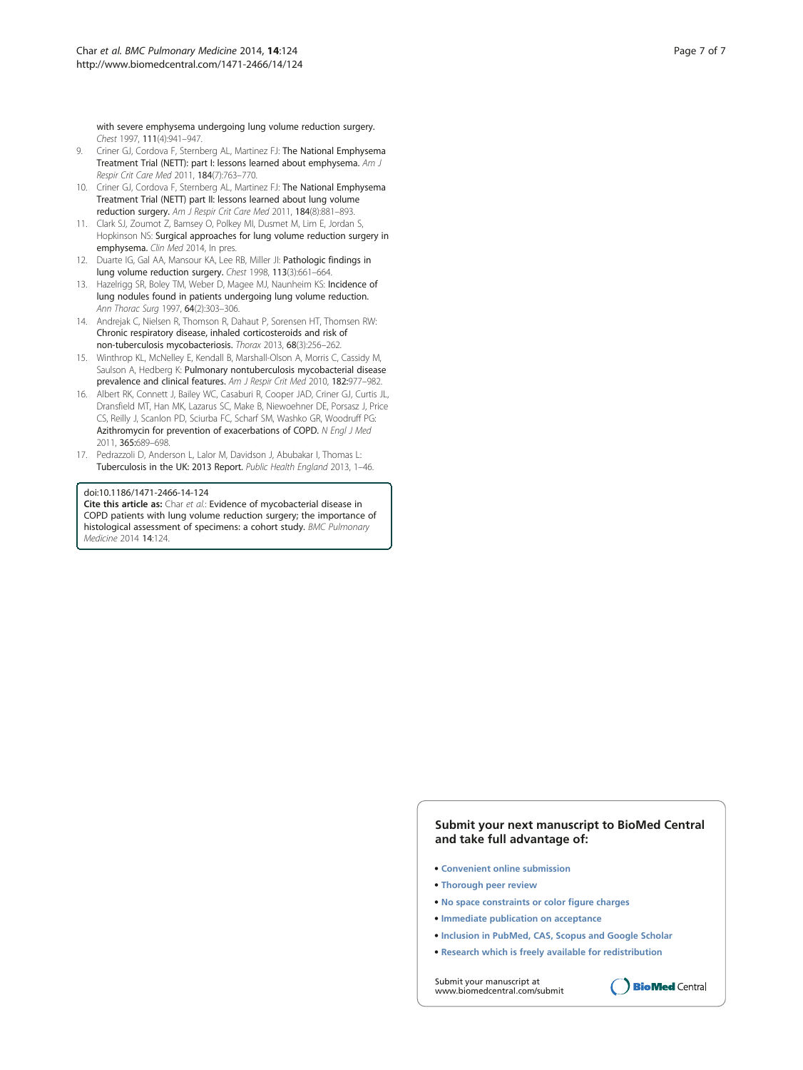with severe emphysema undergoing lung volume reduction surgery. *Chest* 1997, **111**(4):941–947.

9. Criner GJ, Cordova F, Sternberg AL, Martinez FJ: **The National Emphysema Treatment Trial (NETT): part I: lessons learned about emphysema.** *Am J Respir Crit Care Med* 2011, **184**(7):763–770.
10. Criner GJ, Cordova F, Sternberg AL, Martinez FJ: **The National Emphysema Treatment Trial (NETT) part II: lessons learned about lung volume reduction surgery.** *Am J Respir Crit Care Med* 2011, **184**(8):881–893.
11. Clark SJ, Zoumot Z, Bamsey O, Polkey MI, Dusmet M, Lim E, Jordan S, Hopkinson NS: **Surgical approaches for lung volume reduction surgery in emphysema.** *Clin Med* 2014, In pres.
12. Duarte IG, Gal AA, Mansour KA, Lee RB, Miller JI: **Pathologic findings in lung volume reduction surgery.** *Chest* 1998, **113**(3):661–664.
13. Hazelrigg SR, Boley TM, Weber D, Magee MJ, Naunheim KS: **Incidence of lung nodules found in patients undergoing lung volume reduction.** *Ann Thorac Surg* 1997, **64**(2):303–306.
14. Andrejak C, Nielsen R, Thomson R, Dahaut P, Sorensen HT, Thomsen RW: **Chronic respiratory disease, inhaled corticosteroids and risk of non-tuberculosis mycobacteriosis.** *Thorax* 2013, **68**(3):256–262.
15. Winthrop KL, McNelley E, Kendall B, Marshall-Olson A, Morris C, Cassidy M, Saulson A, Hedberg K: **Pulmonary nontuberculosis mycobacterial disease prevalence and clinical features.** *Am J Respir Crit Med* 2010, **182**:977–982.
16. Albert RK, Connett J, Bailey WC, Casaburi R, Cooper JAD, Criner GJ, Curtis JL, Dransfield MT, Han MK, Lazarus SC, Make B, Niewoehner DE, Porsasz J, Price CS, Reilly J, Scanlon PD, Sciurba FC, Scharf SM, Washko GR, Woodruff PG: **Azithromycin for prevention of exacerbations of COPD.** *N Engl J Med* 2011, **365**:689–698.
17. Pedrazzoli D, Anderson L, Lalor M, Davidson J, Abubakar I, Thomas L: **Tuberculosis in the UK: 2013 Report.** *Public Health England* 2013, 1–46.

doi:10.1186/1471-2466-14-124

**Cite this article as:** Char *et al.*: Evidence of mycobacterial disease in COPD patients with lung volume reduction surgery; the importance of histological assessment of specimens: a cohort study. *BMC Pulmonary Medicine* 2014 **14**:124.

**Submit your next manuscript to BioMed Central and take full advantage of:**

- **Convenient online submission**
- **Thorough peer review**
- **No space constraints or color figure charges**
- **Immediate publication on acceptance**
- **Inclusion in PubMed, CAS, Scopus and Google Scholar**
- **Research which is freely available for redistribution**

Submit your manuscript at www.biomedcentral.com/submit

BioMed Central